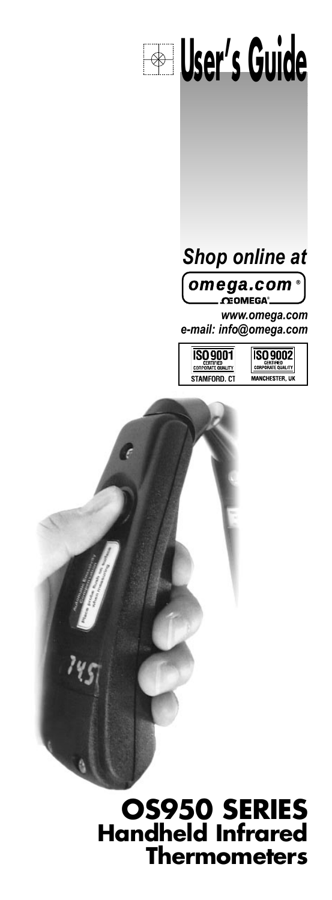# User's Guide

*Shop online at*

omega.com®

*www.omega.com*
*e-mail: info@omega.com*

ISO 9001 CERTIFIED CORPORATE QUALITY STAMFORD, CT

ISO 9002 CERTIFIED CORPORATE QUALITY MANCHESTER, UK

# OS950 SERIES
## Handheld Infrared Thermometers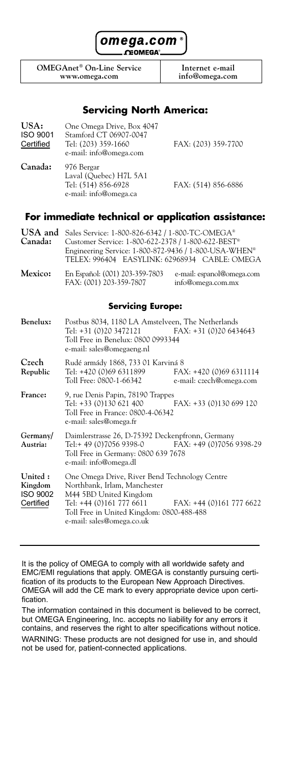**omega.com®**
**OMEGA®**

| OMEGAnet® On-Line Service www.omega.com | Internet e-mail info@omega.com |
| --- | --- |

## Servicing North America:

**USA:** ISO 9001 Certified
One Omega Drive, Box 4047
Stamford CT 06907-0047
Tel: (203) 359-1660
FAX: (203) 359-7700
e-mail: info@omega.com

**Canada:**
976 Bergar
Laval (Quebec) H7L 5A1
Tel: (514) 856-6928
FAX: (514) 856-6886
e-mail: info@omega.ca

## For immediate technical or application assistance:

**USA and Canada:**
Sales Service: 1-800-826-6342 / 1-800-TC-OMEGA®
Customer Service: 1-800-622-2378 / 1-800-622-BEST®
Engineering Service: 1-800-872-9436 / 1-800-USA-WHEN®
TELEX: 996404 EASYLINK: 62968934 CABLE: OMEGA

**Mexico:**
En Español: (001) 203-359-7803
FAX: (001) 203-359-7807
e-mail: espanol@omega.com
info@omega.com.mx

### Servicing Europe:

**Benelux:**
Postbus 8034, 1180 LA Amstelveen, The Netherlands
Tel: +31 (0)20 3472121
FAX: +31 (0)20 6434643
Toll Free in Benelux: 0800 0993344
e-mail: sales@omegaeng.nl

**Czech Republic**
Rudé armády 1868, 733 01 Karviná 8
Tel: +420 (0)69 6311899
FAX: +420 (0)69 6311114
Toll Free: 0800-1-66342
e-mail: czech@omega.com

**France:**
9, rue Denis Papin, 78190 Trappes
Tel: +33 (0)130 621 400
FAX: +33 (0)130 699 120
Toll Free in France: 0800-4-06342
e-mail: sales@omega.fr

**Germany/ Austria:**
Daimlerstrasse 26, D-75392 Deckenpfronn, Germany
Tel:+ 49 (0)7056 9398-0
FAX: +49 (0)7056 9398-29
Toll Free in Germany: 0800 639 7678
e-mail: info@omega.dl

**United Kingdom:** ISO 9002 Certified
One Omega Drive, River Bend Technology Centre
Northbank, Irlam, Manchester
M44 5BD United Kingdom
Tel: +44 (0)161 777 6611
FAX: +44 (0)161 777 6622
Toll Free in United Kingdom: 0800-488-488
e-mail: sales@omega.co.uk

---

It is the policy of OMEGA to comply with all worldwide safety and EMC/EMI regulations that apply. OMEGA is constantly pursuing certification of its products to the European New Approach Directives. OMEGA will add the CE mark to every appropriate device upon certification.

The information contained in this document is believed to be correct, but OMEGA Engineering, Inc. accepts no liability for any errors it contains, and reserves the right to alter specifications without notice.

WARNING: These products are not designed for use in, and should not be used for, patient-connected applications.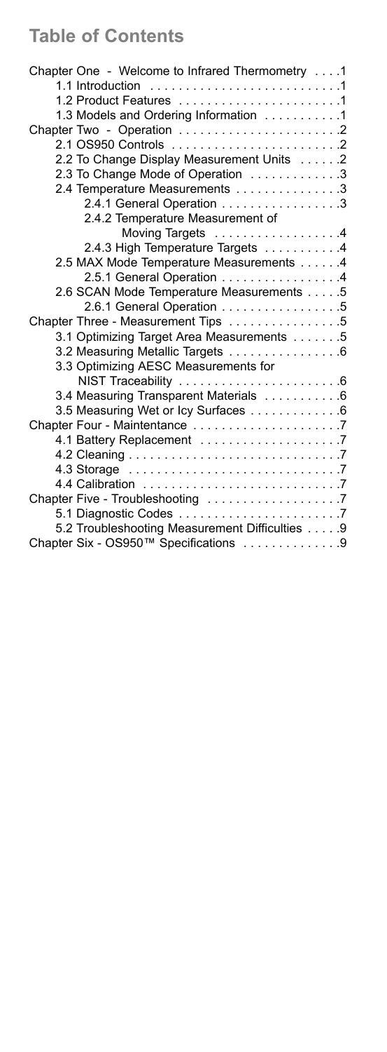## Table of Contents

Chapter One - Welcome to Infrared Thermometry . . . .1
- 1.1 Introduction . . . . . . . . . . . . . . . . . . . . . . . . . . .1
- 1.2 Product Features . . . . . . . . . . . . . . . . . . . . . . .1
- 1.3 Models and Ordering Information . . . . . . . . . . .1

Chapter Two - Operation . . . . . . . . . . . . . . . . . . . . . . .2
- 2.1 OS950 Controls . . . . . . . . . . . . . . . . . . . . . . . .2
- 2.2 To Change Display Measurement Units . . . . . .2
- 2.3 To Change Mode of Operation . . . . . . . . . . . . .3
- 2.4 Temperature Measurements . . . . . . . . . . . . . . .3
  - 2.4.1 General Operation . . . . . . . . . . . . . . . . .3
  - 2.4.2 Temperature Measurement of Moving Targets . . . . . . . . . . . . . . . . . .4
  - 2.4.3 High Temperature Targets . . . . . . . . . . .4
- 2.5 MAX Mode Temperature Measurements . . . . . .4
  - 2.5.1 General Operation . . . . . . . . . . . . . . . . .4
- 2.6 SCAN Mode Temperature Measurements . . . . .5
  - 2.6.1 General Operation . . . . . . . . . . . . . . . . .5

Chapter Three - Measurement Tips . . . . . . . . . . . . . . . .5
- 3.1 Optimizing Target Area Measurements . . . . . . .5
- 3.2 Measuring Metallic Targets . . . . . . . . . . . . . . . .6
- 3.3 Optimizing AESC Measurements for NIST Traceability . . . . . . . . . . . . . . . . . . . . . . .6
- 3.4 Measuring Transparent Materials . . . . . . . . . . .6
- 3.5 Measuring Wet or Icy Surfaces . . . . . . . . . . . . .6

Chapter Four - Maintenance . . . . . . . . . . . . . . . . . . . . .7
- 4.1 Battery Replacement . . . . . . . . . . . . . . . . . . . .7
- 4.2 Cleaning . . . . . . . . . . . . . . . . . . . . . . . . . . . . . .7
- 4.3 Storage . . . . . . . . . . . . . . . . . . . . . . . . . . . . . .7
- 4.4 Calibration . . . . . . . . . . . . . . . . . . . . . . . . . . . .7

Chapter Five - Troubleshooting . . . . . . . . . . . . . . . . . . .7
- 5.1 Diagnostic Codes . . . . . . . . . . . . . . . . . . . . . . .7
- 5.2 Troubleshooting Measurement Difficulties . . . . .9

Chapter Six - OS950™ Specifications . . . . . . . . . . . . .9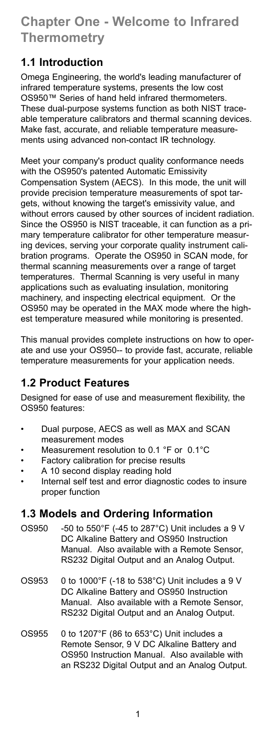# Chapter One - Welcome to Infrared Thermometry

## 1.1 Introduction

Omega Engineering, the world's leading manufacturer of infrared temperature systems, presents the low cost OS950™ Series of hand held infrared thermometers. These dual-purpose systems function as both NIST traceable temperature calibrators and thermal scanning devices. Make fast, accurate, and reliable temperature measurements using advanced non-contact IR technology.

Meet your company's product quality conformance needs with the OS950's patented Automatic Emissivity Compensation System (AECS). In this mode, the unit will provide precision temperature measurements of spot targets, without knowing the target's emissivity value, and without errors caused by other sources of incident radiation. Since the OS950 is NIST traceable, it can function as a primary temperature calibrator for other temperature measuring devices, serving your corporate quality instrument calibration programs. Operate the OS950 in SCAN mode, for thermal scanning measurements over a range of target temperatures. Thermal Scanning is very useful in many applications such as evaluating insulation, monitoring machinery, and inspecting electrical equipment. Or the OS950 may be operated in the MAX mode where the highest temperature measured while monitoring is presented.

This manual provides complete instructions on how to operate and use your OS950-- to provide fast, accurate, reliable temperature measurements for your application needs.

## 1.2 Product Features

Designed for ease of use and measurement flexibility, the OS950 features:

- Dual purpose, AECS as well as MAX and SCAN measurement modes
- Measurement resolution to 0.1 °F or 0.1°C
- Factory calibration for precise results
- A 10 second display reading hold
- Internal self test and error diagnostic codes to insure proper function

## 1.3 Models and Ordering Information

OS950 -50 to 550°F (-45 to 287°C) Unit includes a 9 V DC Alkaline Battery and OS950 Instruction Manual. Also available with a Remote Sensor, RS232 Digital Output and an Analog Output.

OS953 0 to 1000°F (-18 to 538°C) Unit includes a 9 V DC Alkaline Battery and OS950 Instruction Manual. Also available with a Remote Sensor, RS232 Digital Output and an Analog Output.

OS955 0 to 1207°F (86 to 653°C) Unit includes a Remote Sensor, 9 V DC Alkaline Battery and OS950 Instruction Manual. Also available with an RS232 Digital Output and an Analog Output.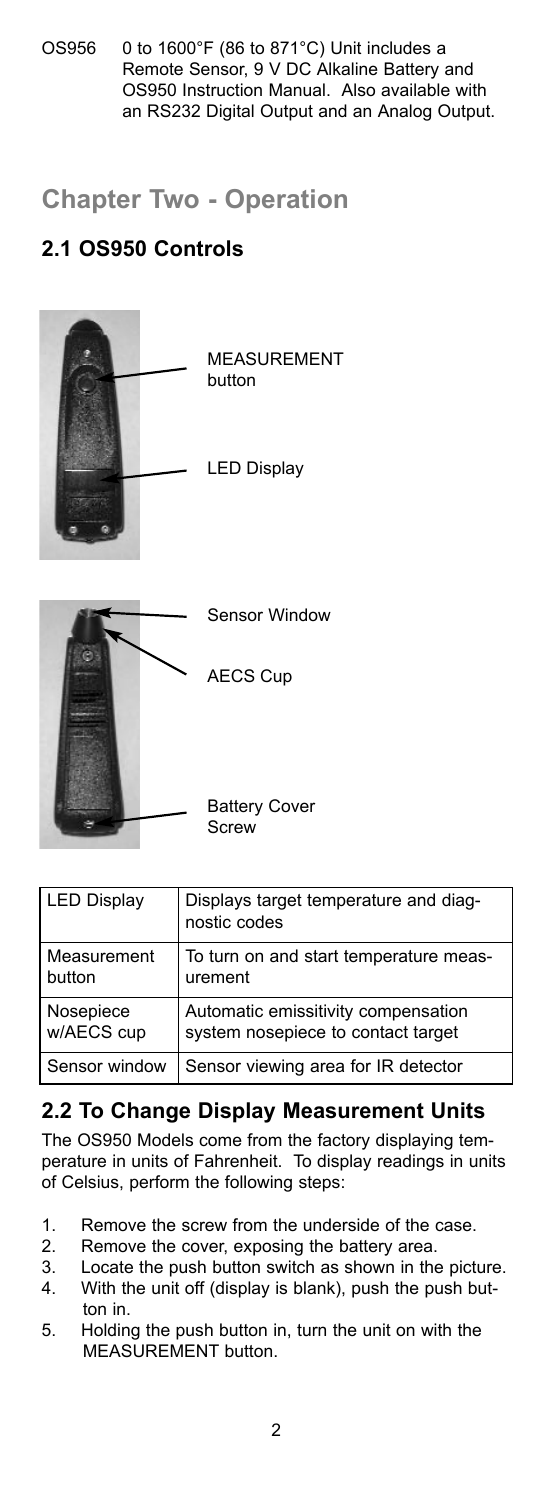OS956 0 to 1600°F (86 to 871°C) Unit includes a Remote Sensor, 9 V DC Alkaline Battery and OS950 Instruction Manual. Also available with an RS232 Digital Output and an Analog Output.

## Chapter Two - Operation

### 2.1 OS950 Controls

MEASUREMENT button

LED Display

Sensor Window

AECS Cup

Battery Cover Screw

| LED Display | Displays target temperature and diagnostic codes |
|---|---|
| Measurement button | To turn on and start temperature measurement |
| Nosepiece w/AECS cup | Automatic emissitivity compensation system nosepiece to contact target |
| Sensor window | Sensor viewing area for IR detector |

### 2.2 To Change Display Measurement Units

The OS950 Models come from the factory displaying temperature in units of Fahrenheit. To display readings in units of Celsius, perform the following steps:

1. Remove the screw from the underside of the case.
2. Remove the cover, exposing the battery area.
3. Locate the push button switch as shown in the picture.
4. With the unit off (display is blank), push the push button in.
5. Holding the push button in, turn the unit on with the MEASUREMENT button.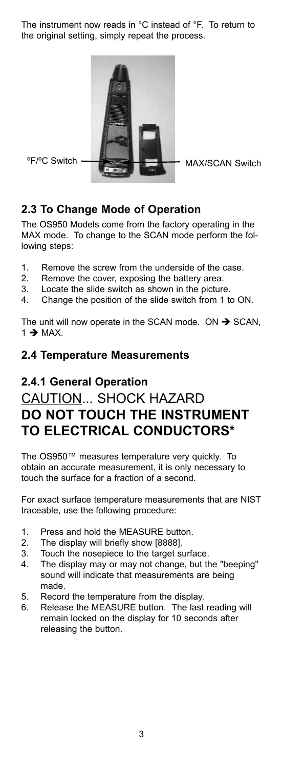The instrument now reads in °C instead of °F. To return to the original setting, simply repeat the process.

ºF/ºC Switch

MAX/SCAN Switch

## 2.3 To Change Mode of Operation

The OS950 Models come from the factory operating in the MAX mode. To change to the SCAN mode perform the following steps:

1. Remove the screw from the underside of the case.
2. Remove the cover, exposing the battery area.
3. Locate the slide switch as shown in the picture.
4. Change the position of the slide switch from 1 to ON.

The unit will now operate in the SCAN mode. ON → SCAN, 1 → MAX.

## 2.4 Temperature Measurements

## 2.4.1 General Operation

# CAUTION... SHOCK HAZARD
# **DO NOT TOUCH THE INSTRUMENT TO ELECTRICAL CONDUCTORS***

The OS950™ measures temperature very quickly. To obtain an accurate measurement, it is only necessary to touch the surface for a fraction of a second.

For exact surface temperature measurements that are NIST traceable, use the following procedure:

1. Press and hold the MEASURE button.
2. The display will briefly show [8888].
3. Touch the nosepiece to the target surface.
4. The display may or may not change, but the "beeping" sound will indicate that measurements are being made.
5. Record the temperature from the display.
6. Release the MEASURE button. The last reading will remain locked on the display for 10 seconds after releasing the button.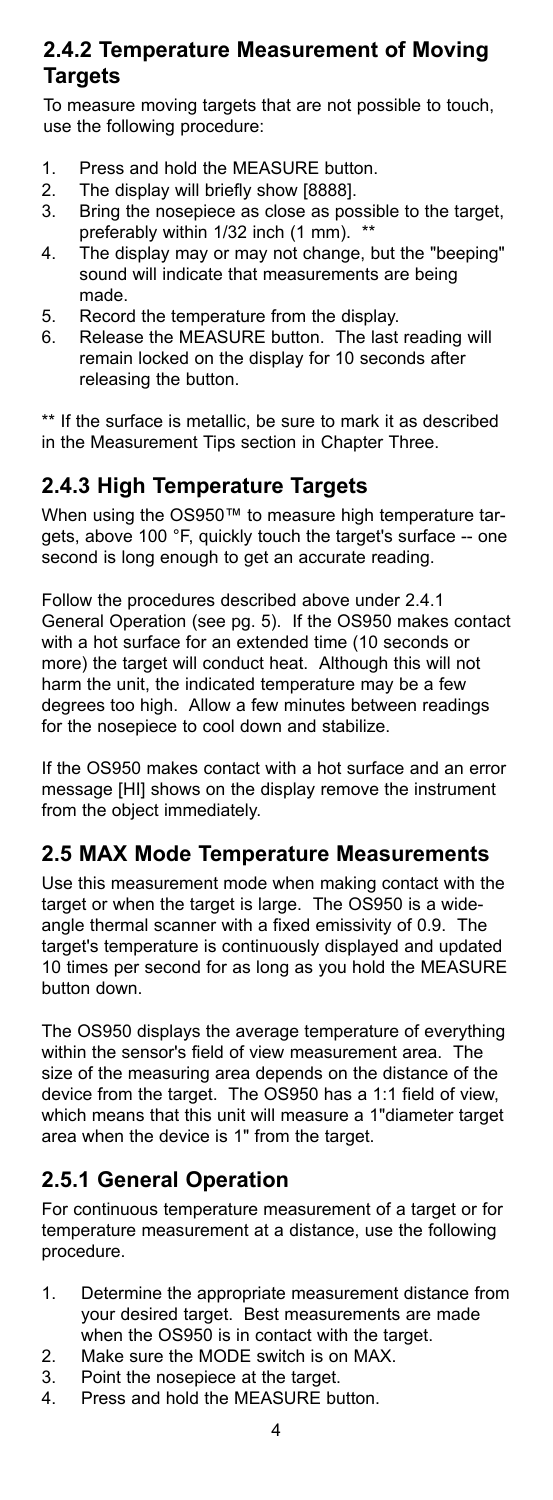### 2.4.2 Temperature Measurement of Moving Targets

To measure moving targets that are not possible to touch, use the following procedure:

1. Press and hold the MEASURE button.
2. The display will briefly show [8888].
3. Bring the nosepiece as close as possible to the target, preferably within 1/32 inch (1 mm). **
4. The display may or may not change, but the "beeping" sound will indicate that measurements are being made.
5. Record the temperature from the display.
6. Release the MEASURE button. The last reading will remain locked on the display for 10 seconds after releasing the button.

** If the surface is metallic, be sure to mark it as described in the Measurement Tips section in Chapter Three.

### 2.4.3 High Temperature Targets

When using the OS950™ to measure high temperature targets, above 100 °F, quickly touch the target's surface -- one second is long enough to get an accurate reading.

Follow the procedures described above under 2.4.1 General Operation (see pg. 5). If the OS950 makes contact with a hot surface for an extended time (10 seconds or more) the target will conduct heat. Although this will not harm the unit, the indicated temperature may be a few degrees too high. Allow a few minutes between readings for the nosepiece to cool down and stabilize.

If the OS950 makes contact with a hot surface and an error message [HI] shows on the display remove the instrument from the object immediately.

## 2.5 MAX Mode Temperature Measurements

Use this measurement mode when making contact with the target or when the target is large. The OS950 is a wide-angle thermal scanner with a fixed emissivity of 0.9. The target's temperature is continuously displayed and updated 10 times per second for as long as you hold the MEASURE button down.

The OS950 displays the average temperature of everything within the sensor's field of view measurement area. The size of the measuring area depends on the distance of the device from the target. The OS950 has a 1:1 field of view, which means that this unit will measure a 1"diameter target area when the device is 1" from the target.

### 2.5.1 General Operation

For continuous temperature measurement of a target or for temperature measurement at a distance, use the following procedure.

1. Determine the appropriate measurement distance from your desired target. Best measurements are made when the OS950 is in contact with the target.
2. Make sure the MODE switch is on MAX.
3. Point the nosepiece at the target.
4. Press and hold the MEASURE button.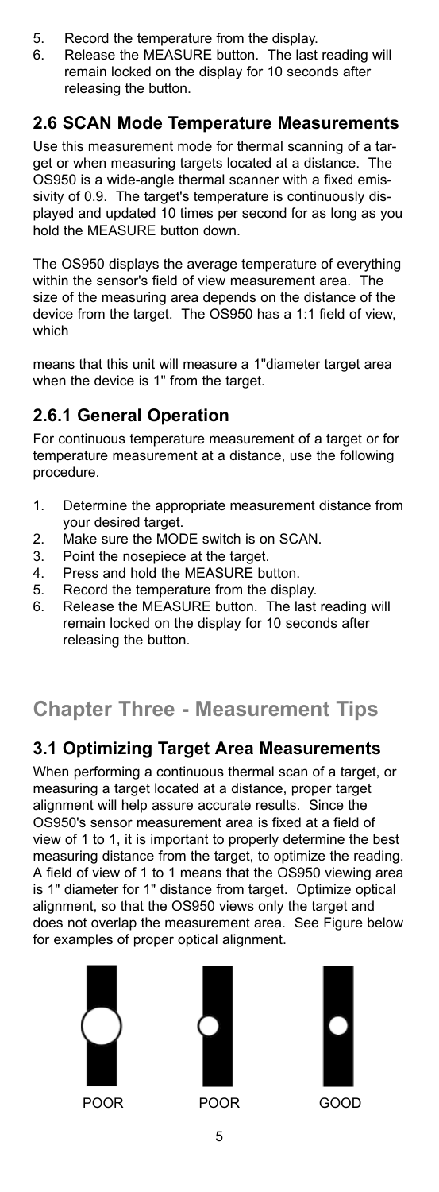5. Record the temperature from the display.
6. Release the MEASURE button. The last reading will remain locked on the display for 10 seconds after releasing the button.

## 2.6 SCAN Mode Temperature Measurements

Use this measurement mode for thermal scanning of a target or when measuring targets located at a distance. The OS950 is a wide-angle thermal scanner with a fixed emissivity of 0.9. The target's temperature is continuously displayed and updated 10 times per second for as long as you hold the MEASURE button down.

The OS950 displays the average temperature of everything within the sensor's field of view measurement area. The size of the measuring area depends on the distance of the device from the target. The OS950 has a 1:1 field of view, which

means that this unit will measure a 1"diameter target area when the device is 1" from the target.

### 2.6.1 General Operation

For continuous temperature measurement of a target or for temperature measurement at a distance, use the following procedure.

1. Determine the appropriate measurement distance from your desired target.
2. Make sure the MODE switch is on SCAN.
3. Point the nosepiece at the target.
4. Press and hold the MEASURE button.
5. Record the temperature from the display.
6. Release the MEASURE button. The last reading will remain locked on the display for 10 seconds after releasing the button.

# Chapter Three - Measurement Tips

## 3.1 Optimizing Target Area Measurements

When performing a continuous thermal scan of a target, or measuring a target located at a distance, proper target alignment will help assure accurate results. Since the OS950's sensor measurement area is fixed at a field of view of 1 to 1, it is important to properly determine the best measuring distance from the target, to optimize the reading. A field of view of 1 to 1 means that the OS950 viewing area is 1" diameter for 1" distance from target. Optimize optical alignment, so that the OS950 views only the target and does not overlap the measurement area. See Figure below for examples of proper optical alignment.

POOR POOR GOOD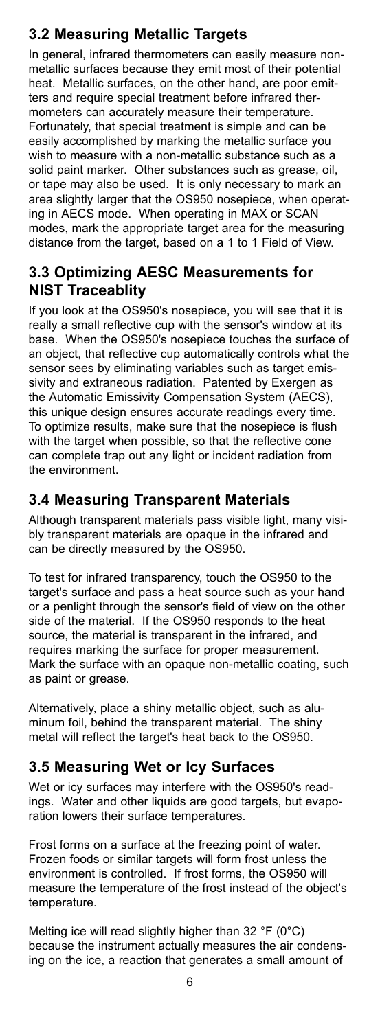## 3.2 Measuring Metallic Targets

In general, infrared thermometers can easily measure non-metallic surfaces because they emit most of their potential heat. Metallic surfaces, on the other hand, are poor emitters and require special treatment before infrared thermometers can accurately measure their temperature. Fortunately, that special treatment is simple and can be easily accomplished by marking the metallic surface you wish to measure with a non-metallic substance such as a solid paint marker. Other substances such as grease, oil, or tape may also be used. It is only necessary to mark an area slightly larger that the OS950 nosepiece, when operating in AECS mode. When operating in MAX or SCAN modes, mark the appropriate target area for the measuring distance from the target, based on a 1 to 1 Field of View.

## 3.3 Optimizing AESC Measurements for NIST Traceablity

If you look at the OS950's nosepiece, you will see that it is really a small reflective cup with the sensor's window at its base. When the OS950's nosepiece touches the surface of an object, that reflective cup automatically controls what the sensor sees by eliminating variables such as target emissivity and extraneous radiation. Patented by Exergen as the Automatic Emissivity Compensation System (AECS), this unique design ensures accurate readings every time. To optimize results, make sure that the nosepiece is flush with the target when possible, so that the reflective cone can complete trap out any light or incident radiation from the environment.

## 3.4 Measuring Transparent Materials

Although transparent materials pass visible light, many visibly transparent materials are opaque in the infrared and can be directly measured by the OS950.

To test for infrared transparency, touch the OS950 to the target's surface and pass a heat source such as your hand or a penlight through the sensor's field of view on the other side of the material. If the OS950 responds to the heat source, the material is transparent in the infrared, and requires marking the surface for proper measurement. Mark the surface with an opaque non-metallic coating, such as paint or grease.

Alternatively, place a shiny metallic object, such as aluminum foil, behind the transparent material. The shiny metal will reflect the target's heat back to the OS950.

## 3.5 Measuring Wet or Icy Surfaces

Wet or icy surfaces may interfere with the OS950's readings. Water and other liquids are good targets, but evaporation lowers their surface temperatures.

Frost forms on a surface at the freezing point of water. Frozen foods or similar targets will form frost unless the environment is controlled. If frost forms, the OS950 will measure the temperature of the frost instead of the object's temperature.

Melting ice will read slightly higher than 32 °F (0°C) because the instrument actually measures the air condensing on the ice, a reaction that generates a small amount of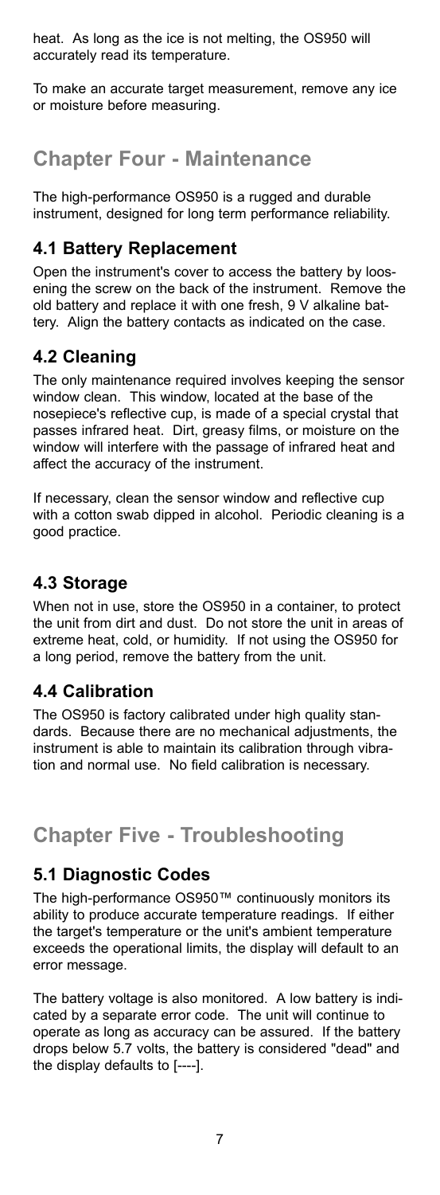heat. As long as the ice is not melting, the OS950 will accurately read its temperature.

To make an accurate target measurement, remove any ice or moisture before measuring.

# Chapter Four - Maintenance

The high-performance OS950 is a rugged and durable instrument, designed for long term performance reliability.

## 4.1 Battery Replacement

Open the instrument's cover to access the battery by loosening the screw on the back of the instrument. Remove the old battery and replace it with one fresh, 9 V alkaline battery. Align the battery contacts as indicated on the case.

## 4.2 Cleaning

The only maintenance required involves keeping the sensor window clean. This window, located at the base of the nosepiece's reflective cup, is made of a special crystal that passes infrared heat. Dirt, greasy films, or moisture on the window will interfere with the passage of infrared heat and affect the accuracy of the instrument.

If necessary, clean the sensor window and reflective cup with a cotton swab dipped in alcohol. Periodic cleaning is a good practice.

## 4.3 Storage

When not in use, store the OS950 in a container, to protect the unit from dirt and dust. Do not store the unit in areas of extreme heat, cold, or humidity. If not using the OS950 for a long period, remove the battery from the unit.

## 4.4 Calibration

The OS950 is factory calibrated under high quality standards. Because there are no mechanical adjustments, the instrument is able to maintain its calibration through vibration and normal use. No field calibration is necessary.

# Chapter Five - Troubleshooting

## 5.1 Diagnostic Codes

The high-performance OS950™ continuously monitors its ability to produce accurate temperature readings. If either the target's temperature or the unit's ambient temperature exceeds the operational limits, the display will default to an error message.

The battery voltage is also monitored. A low battery is indicated by a separate error code. The unit will continue to operate as long as accuracy can be assured. If the battery drops below 5.7 volts, the battery is considered "dead" and the display defaults to [----].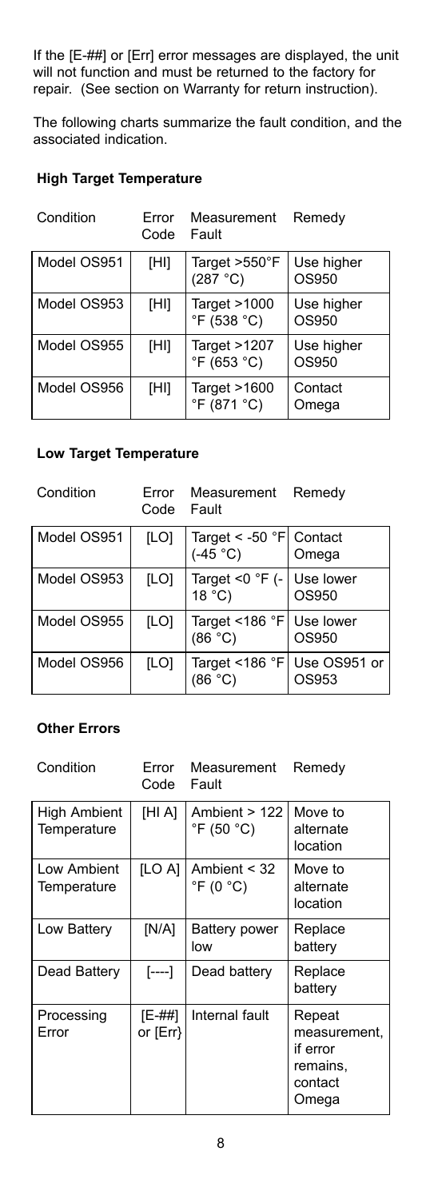If the [E-##] or [Err] error messages are displayed, the unit will not function and must be returned to the factory for repair. (See section on Warranty for return instruction).

The following charts summarize the fault condition, and the associated indication.

**High Target Temperature**

| Condition | Error Code | Measurement Fault | Remedy |
|---|---|---|---|
| Model OS951 | [HI] | Target >550°F (287 °C) | Use higher OS950 |
| Model OS953 | [HI] | Target >1000 °F (538 °C) | Use higher OS950 |
| Model OS955 | [HI] | Target >1207 °F (653 °C) | Use higher OS950 |
| Model OS956 | [HI] | Target >1600 °F (871 °C) | Contact Omega |

**Low Target Temperature**

| Condition | Error Code | Measurement Fault | Remedy |
|---|---|---|---|
| Model OS951 | [LO] | Target < -50 °F (-45 °C) | Contact Omega |
| Model OS953 | [LO] | Target <0 °F (-18 °C) | Use lower OS950 |
| Model OS955 | [LO] | Target <186 °F (86 °C) | Use lower OS950 |
| Model OS956 | [LO] | Target <186 °F (86 °C) | Use OS951 or OS953 |

**Other Errors**

| Condition | Error Code | Measurement Fault | Remedy |
|---|---|---|---|
| High Ambient Temperature | [HI A] | Ambient > 122 °F (50 °C) | Move to alternate location |
| Low Ambient Temperature | [LO A] | Ambient < 32 °F (0 °C) | Move to alternate location |
| Low Battery | [N/A] | Battery power low | Replace battery |
| Dead Battery | [----] | Dead battery | Replace battery |
| Processing Error | [E-##] or [Err} | Internal fault | Repeat measurement, if error remains, contact Omega |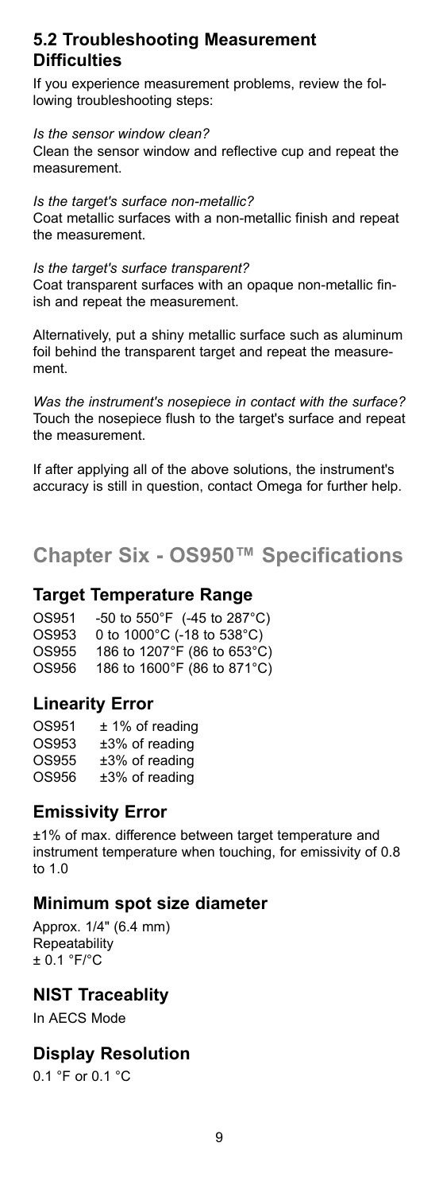## 5.2 Troubleshooting Measurement Difficulties

If you experience measurement problems, review the following troubleshooting steps:

*Is the sensor window clean?*
Clean the sensor window and reflective cup and repeat the measurement.

*Is the target's surface non-metallic?*
Coat metallic surfaces with a non-metallic finish and repeat the measurement.

*Is the target's surface transparent?*
Coat transparent surfaces with an opaque non-metallic finish and repeat the measurement.

Alternatively, put a shiny metallic surface such as aluminum foil behind the transparent target and repeat the measurement.

*Was the instrument's nosepiece in contact with the surface?*
Touch the nosepiece flush to the target's surface and repeat the measurement.

If after applying all of the above solutions, the instrument's accuracy is still in question, contact Omega for further help.

# Chapter Six - OS950™ Specifications

### Target Temperature Range

| | |
|---|---|
| OS951 | -50 to 550°F (-45 to 287°C) |
| OS953 | 0 to 1000°C (-18 to 538°C) |
| OS955 | 186 to 1207°F (86 to 653°C) |
| OS956 | 186 to 1600°F (86 to 871°C) |

### Linearity Error

| | |
|---|---|
| OS951 | ± 1% of reading |
| OS953 | ±3% of reading |
| OS955 | ±3% of reading |
| OS956 | ±3% of reading |

### Emissivity Error

±1% of max. difference between target temperature and instrument temperature when touching, for emissivity of 0.8 to 1.0

### Minimum spot size diameter

Approx. 1/4" (6.4 mm)
Repeatability
± 0.1 °F/°C

### NIST Traceablity

In AECS Mode

### Display Resolution

0.1 °F or 0.1 °C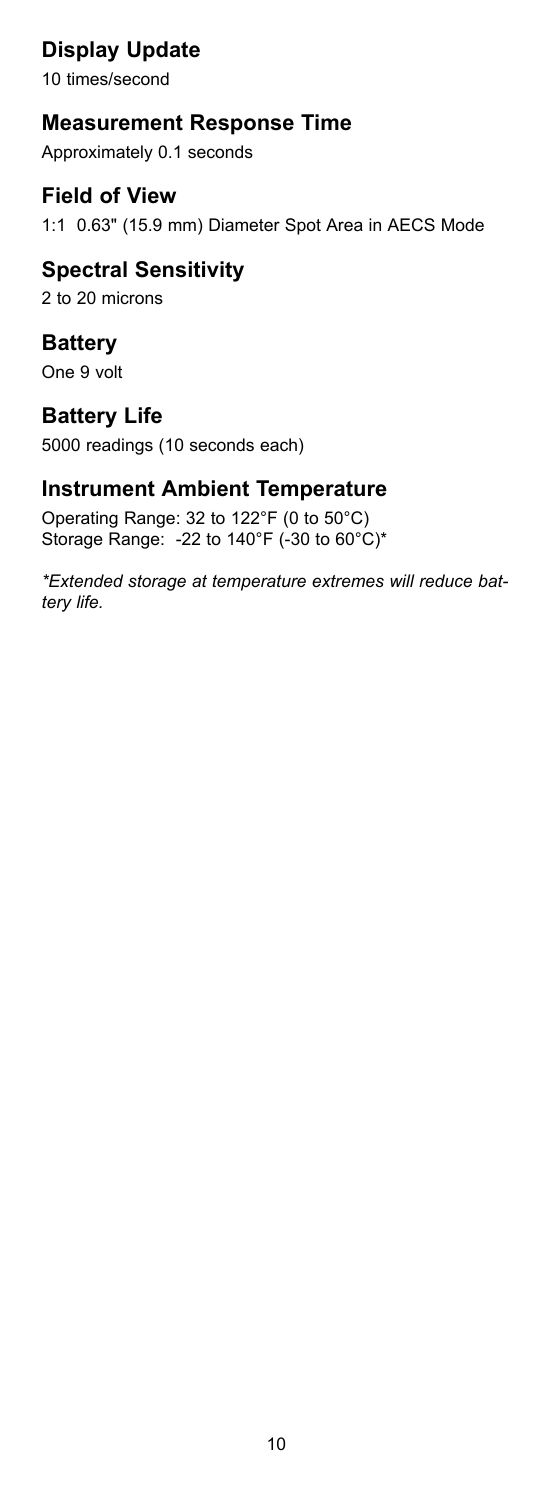## Display Update

10 times/second

## Measurement Response Time

Approximately 0.1 seconds

## Field of View

1:1 0.63" (15.9 mm) Diameter Spot Area in AECS Mode

## Spectral Sensitivity

2 to 20 microns

## Battery

One 9 volt

## Battery Life

5000 readings (10 seconds each)

## Instrument Ambient Temperature

Operating Range: 32 to 122°F (0 to 50°C)
Storage Range: -22 to 140°F (-30 to 60°C)*

*\*Extended storage at temperature extremes will reduce battery life.*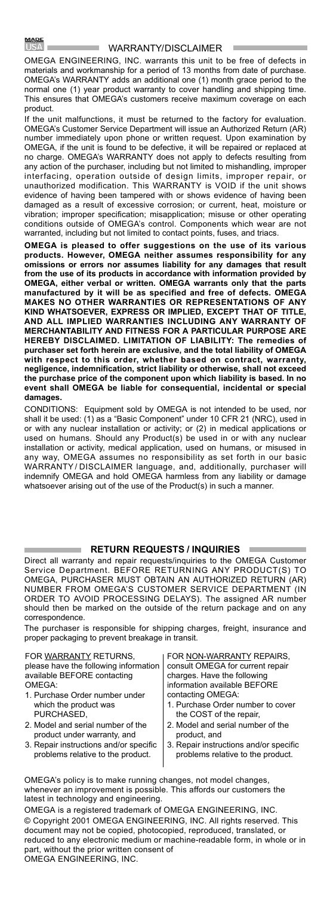## WARRANTY/DISCLAIMER

OMEGA ENGINEERING, INC. warrants this unit to be free of defects in materials and workmanship for a period of 13 months from date of purchase. OMEGA's WARRANTY adds an additional one (1) month grace period to the normal one (1) year product warranty to cover handling and shipping time. This ensures that OMEGA's customers receive maximum coverage on each product.

If the unit malfunctions, it must be returned to the factory for evaluation. OMEGA's Customer Service Department will issue an Authorized Return (AR) number immediately upon phone or written request. Upon examination by OMEGA, if the unit is found to be defective, it will be repaired or replaced at no charge. OMEGA's WARRANTY does not apply to defects resulting from any action of the purchaser, including but not limited to mishandling, improper interfacing, operation outside of design limits, improper repair, or unauthorized modification. This WARRANTY is VOID if the unit shows evidence of having been tampered with or shows evidence of having been damaged as a result of excessive corrosion; or current, heat, moisture or vibration; improper specification; misapplication; misuse or other operating conditions outside of OMEGA's control. Components which wear are not warranted, including but not limited to contact points, fuses, and triacs.

**OMEGA is pleased to offer suggestions on the use of its various products. However, OMEGA neither assumes responsibility for any omissions or errors nor assumes liability for any damages that result from the use of its products in accordance with information provided by OMEGA, either verbal or written. OMEGA warrants only that the parts manufactured by it will be as specified and free of defects. OMEGA MAKES NO OTHER WARRANTIES OR REPRESENTATIONS OF ANY KIND WHATSOEVER, EXPRESS OR IMPLIED, EXCEPT THAT OF TITLE, AND ALL IMPLIED WARRANTIES INCLUDING ANY WARRANTY OF MERCHANTABILITY AND FITNESS FOR A PARTICULAR PURPOSE ARE HEREBY DISCLAIMED. LIMITATION OF LIABILITY: The remedies of purchaser set forth herein are exclusive, and the total liability of OMEGA with respect to this order, whether based on contract, warranty, negligence, indemnification, strict liability or otherwise, shall not exceed the purchase price of the component upon which liability is based. In no event shall OMEGA be liable for consequential, incidental or special damages.**

CONDITIONS: Equipment sold by OMEGA is not intended to be used, nor shall it be used: (1) as a "Basic Component" under 10 CFR 21 (NRC), used in or with any nuclear installation or activity; or (2) in medical applications or used on humans. Should any Product(s) be used in or with any nuclear installation or activity, medical application, used on humans, or misused in any way, OMEGA assumes no responsibility as set forth in our basic WARRANTY / DISCLAIMER language, and, additionally, purchaser will indemnify OMEGA and hold OMEGA harmless from any liability or damage whatsoever arising out of the use of the Product(s) in such a manner.

## RETURN REQUESTS / INQUIRIES

Direct all warranty and repair requests/inquiries to the OMEGA Customer Service Department. BEFORE RETURNING ANY PRODUCT(S) TO OMEGA, PURCHASER MUST OBTAIN AN AUTHORIZED RETURN (AR) NUMBER FROM OMEGA'S CUSTOMER SERVICE DEPARTMENT (IN ORDER TO AVOID PROCESSING DELAYS). The assigned AR number should then be marked on the outside of the return package and on any correspondence.

The purchaser is responsible for shipping charges, freight, insurance and proper packaging to prevent breakage in transit.

FOR WARRANTY RETURNS, please have the following information available BEFORE contacting OMEGA:

1. Purchase Order number under which the product was PURCHASED,
2. Model and serial number of the product under warranty, and
3. Repair instructions and/or specific problems relative to the product.

FOR NON-WARRANTY REPAIRS, consult OMEGA for current repair charges. Have the following information available BEFORE contacting OMEGA:

1. Purchase Order number to cover the COST of the repair,
2. Model and serial number of the product, and
3. Repair instructions and/or specific problems relative to the product.

OMEGA's policy is to make running changes, not model changes, whenever an improvement is possible. This affords our customers the latest in technology and engineering.

OMEGA is a registered trademark of OMEGA ENGINEERING, INC.
© Copyright 2001 OMEGA ENGINEERING, INC. All rights reserved. This document may not be copied, photocopied, reproduced, translated, or reduced to any electronic medium or machine-readable form, in whole or in part, without the prior written consent of OMEGA ENGINEERING, INC.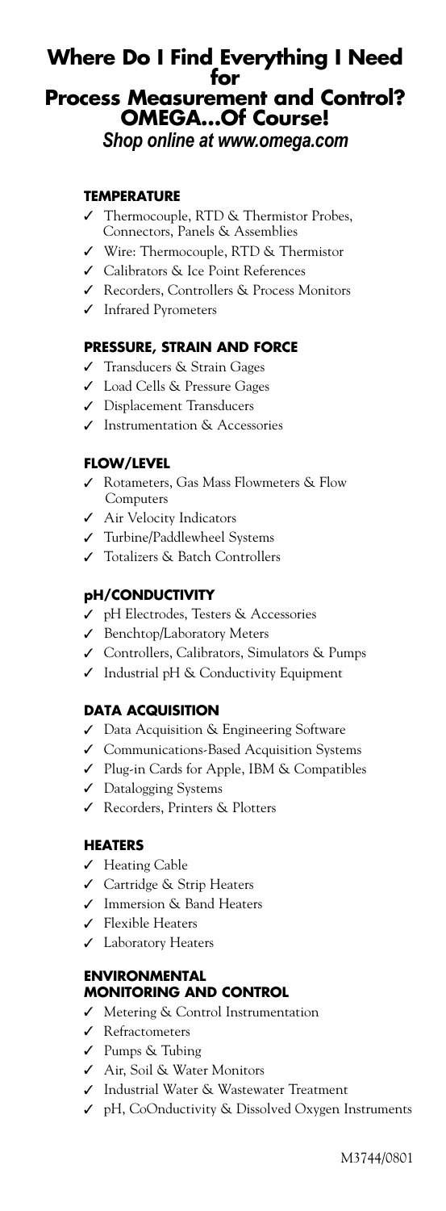# Where Do I Find Everything I Need for Process Measurement and Control? OMEGA...Of Course!

***Shop online at www.omega.com***

### TEMPERATURE

- ✓ Thermocouple, RTD & Thermistor Probes, Connectors, Panels & Assemblies
- ✓ Wire: Thermocouple, RTD & Thermistor
- ✓ Calibrators & Ice Point References
- ✓ Recorders, Controllers & Process Monitors
- ✓ Infrared Pyrometers

### PRESSURE, STRAIN AND FORCE

- ✓ Transducers & Strain Gages
- ✓ Load Cells & Pressure Gages
- ✓ Displacement Transducers
- ✓ Instrumentation & Accessories

### FLOW/LEVEL

- ✓ Rotameters, Gas Mass Flowmeters & Flow Computers
- ✓ Air Velocity Indicators
- ✓ Turbine/Paddlewheel Systems
- ✓ Totalizers & Batch Controllers

### pH/CONDUCTIVITY

- ✓ pH Electrodes, Testers & Accessories
- ✓ Benchtop/Laboratory Meters
- ✓ Controllers, Calibrators, Simulators & Pumps
- ✓ Industrial pH & Conductivity Equipment

### DATA ACQUISITION

- ✓ Data Acquisition & Engineering Software
- ✓ Communications-Based Acquisition Systems
- ✓ Plug-in Cards for Apple, IBM & Compatibles
- ✓ Datalogging Systems
- ✓ Recorders, Printers & Plotters

### HEATERS

- ✓ Heating Cable
- ✓ Cartridge & Strip Heaters
- ✓ Immersion & Band Heaters
- ✓ Flexible Heaters
- ✓ Laboratory Heaters

### ENVIRONMENTAL MONITORING AND CONTROL

- ✓ Metering & Control Instrumentation
- ✓ Refractometers
- ✓ Pumps & Tubing
- ✓ Air, Soil & Water Monitors
- ✓ Industrial Water & Wastewater Treatment
- ✓ pH, CoOnductivity & Dissolved Oxygen Instruments

M3744/0801